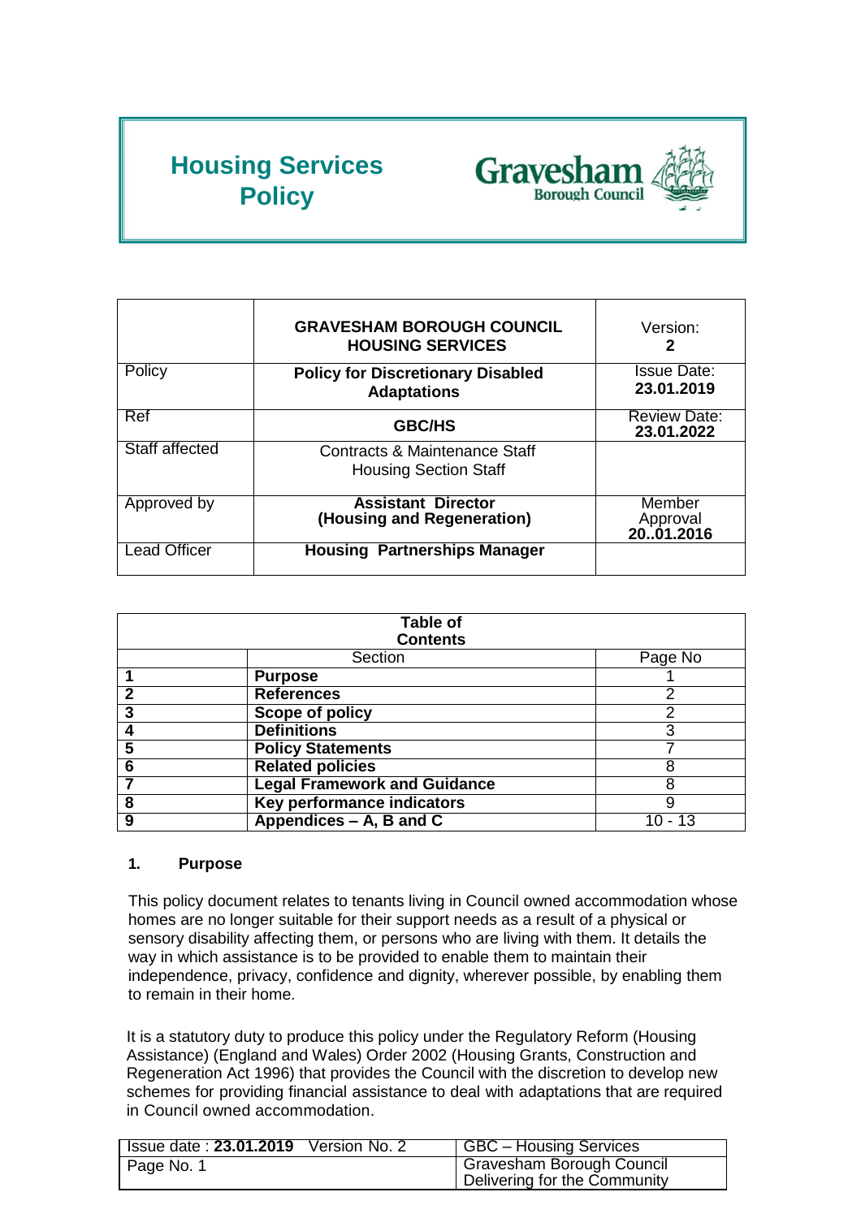# Housing Services Policy

Gravesham Borough Council

| | GRAVESHAM BOROUGH COUNCIL HOUSING SERVICES | Version: **2** |
|---|---|---|
| Policy | **Policy for Discretionary Disabled Adaptations** | Issue Date: **23.01.2019** |
| Ref | **GBC/HS** | Review Date: **23.01.2022** |
| Staff affected | Contracts & Maintenance Staff<br>Housing Section Staff | |
| Approved by | **Assistant Director (Housing and Regeneration)** | Member Approval **20..01.2016** |
| Lead Officer | **Housing Partnerships Manager** | |

| Table of Contents | | |
|---|---|---|
| | Section | Page No |
| **1** | **Purpose** | 1 |
| **2** | **References** | 2 |
| **3** | **Scope of policy** | 2 |
| **4** | **Definitions** | 3 |
| **5** | **Policy Statements** | 7 |
| **6** | **Related policies** | 8 |
| **7** | **Legal Framework and Guidance** | 8 |
| **8** | **Key performance indicators** | 9 |
| **9** | **Appendices – A, B and C** | 10 - 13 |

## 1. Purpose

This policy document relates to tenants living in Council owned accommodation whose homes are no longer suitable for their support needs as a result of a physical or sensory disability affecting them, or persons who are living with them. It details the way in which assistance is to be provided to enable them to maintain their independence, privacy, confidence and dignity, wherever possible, by enabling them to remain in their home.

It is a statutory duty to produce this policy under the Regulatory Reform (Housing Assistance) (England and Wales) Order 2002 (Housing Grants, Construction and Regeneration Act 1996) that provides the Council with the discretion to develop new schemes for providing financial assistance to deal with adaptations that are required in Council owned accommodation.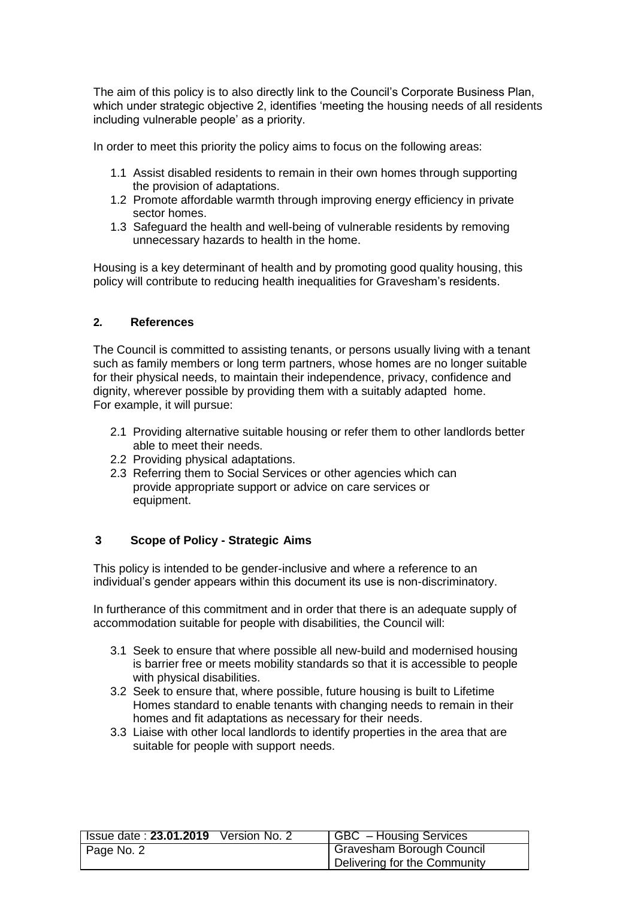The aim of this policy is to also directly link to the Council's Corporate Business Plan, which under strategic objective 2, identifies 'meeting the housing needs of all residents including vulnerable people' as a priority.

In order to meet this priority the policy aims to focus on the following areas:

1.1 Assist disabled residents to remain in their own homes through supporting the provision of adaptations.
1.2 Promote affordable warmth through improving energy efficiency in private sector homes.
1.3 Safeguard the health and well-being of vulnerable residents by removing unnecessary hazards to health in the home.

Housing is a key determinant of health and by promoting good quality housing, this policy will contribute to reducing health inequalities for Gravesham's residents.

## 2. References

The Council is committed to assisting tenants, or persons usually living with a tenant such as family members or long term partners, whose homes are no longer suitable for their physical needs, to maintain their independence, privacy, confidence and dignity, wherever possible by providing them with a suitably adapted home. For example, it will pursue:

2.1 Providing alternative suitable housing or refer them to other landlords better able to meet their needs.
2.2 Providing physical adaptations.
2.3 Referring them to Social Services or other agencies which can provide appropriate support or advice on care services or equipment.

## 3 Scope of Policy - Strategic Aims

This policy is intended to be gender-inclusive and where a reference to an individual's gender appears within this document its use is non-discriminatory.

In furtherance of this commitment and in order that there is an adequate supply of accommodation suitable for people with disabilities, the Council will:

3.1 Seek to ensure that where possible all new-build and modernised housing is barrier free or meets mobility standards so that it is accessible to people with physical disabilities.
3.2 Seek to ensure that, where possible, future housing is built to Lifetime Homes standard to enable tenants with changing needs to remain in their homes and fit adaptations as necessary for their needs.
3.3 Liaise with other local landlords to identify properties in the area that are suitable for people with support needs.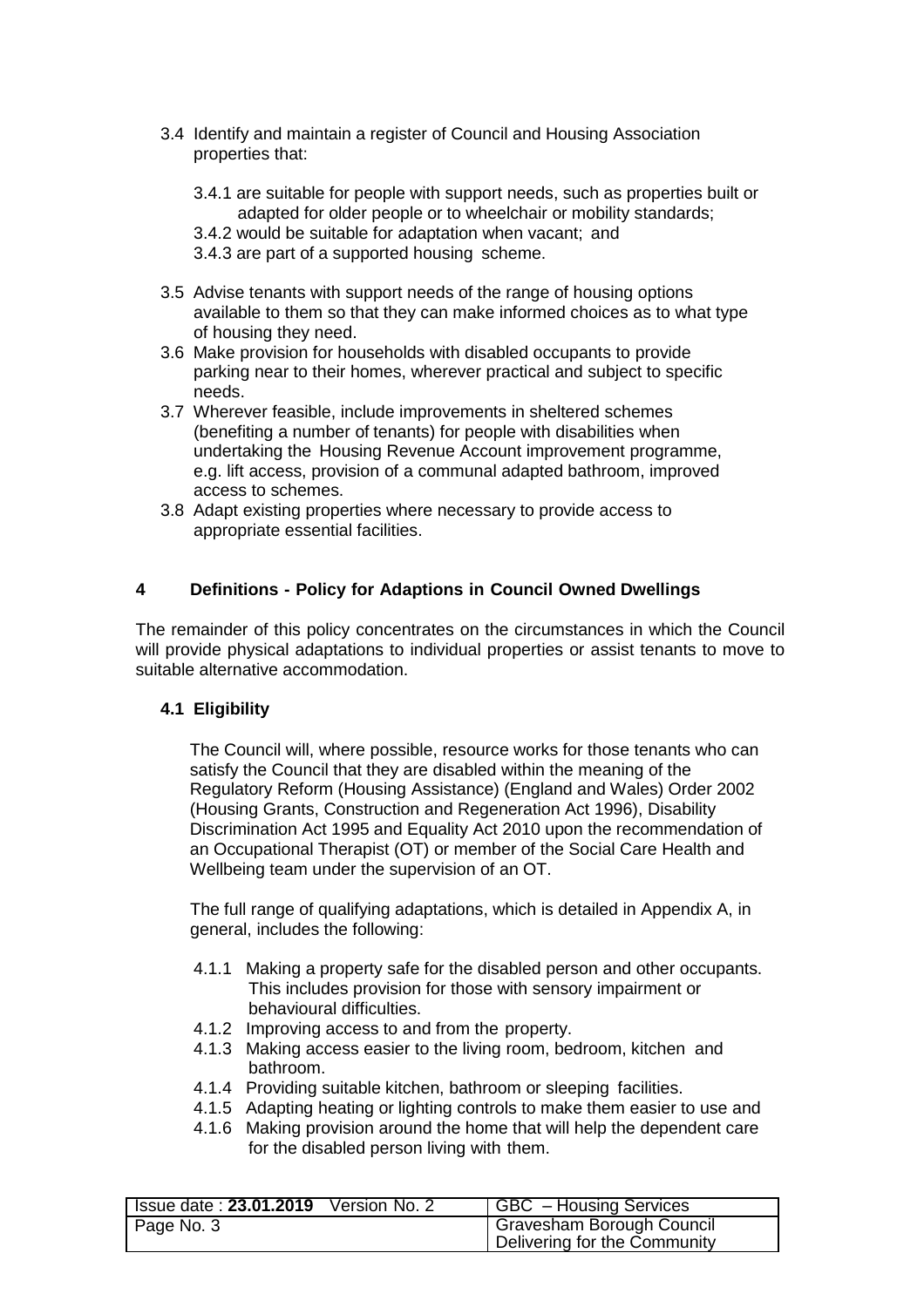3.4 Identify and maintain a register of Council and Housing Association properties that:

3.4.1 are suitable for people with support needs, such as properties built or adapted for older people or to wheelchair or mobility standards;
3.4.2 would be suitable for adaptation when vacant; and
3.4.3 are part of a supported housing scheme.

3.5 Advise tenants with support needs of the range of housing options available to them so that they can make informed choices as to what type of housing they need.

3.6 Make provision for households with disabled occupants to provide parking near to their homes, wherever practical and subject to specific needs.

3.7 Wherever feasible, include improvements in sheltered schemes (benefiting a number of tenants) for people with disabilities when undertaking the Housing Revenue Account improvement programme, e.g. lift access, provision of a communal adapted bathroom, improved access to schemes.

3.8 Adapt existing properties where necessary to provide access to appropriate essential facilities.

## 4 Definitions - Policy for Adaptions in Council Owned Dwellings

The remainder of this policy concentrates on the circumstances in which the Council will provide physical adaptations to individual properties or assist tenants to move to suitable alternative accommodation.

### 4.1 Eligibility

The Council will, where possible, resource works for those tenants who can satisfy the Council that they are disabled within the meaning of the Regulatory Reform (Housing Assistance) (England and Wales) Order 2002 (Housing Grants, Construction and Regeneration Act 1996), Disability Discrimination Act 1995 and Equality Act 2010 upon the recommendation of an Occupational Therapist (OT) or member of the Social Care Health and Wellbeing team under the supervision of an OT.

The full range of qualifying adaptations, which is detailed in Appendix A, in general, includes the following:

4.1.1 Making a property safe for the disabled person and other occupants. This includes provision for those with sensory impairment or behavioural difficulties.
4.1.2 Improving access to and from the property.
4.1.3 Making access easier to the living room, bedroom, kitchen and bathroom.
4.1.4 Providing suitable kitchen, bathroom or sleeping facilities.
4.1.5 Adapting heating or lighting controls to make them easier to use and
4.1.6 Making provision around the home that will help the dependent care for the disabled person living with them.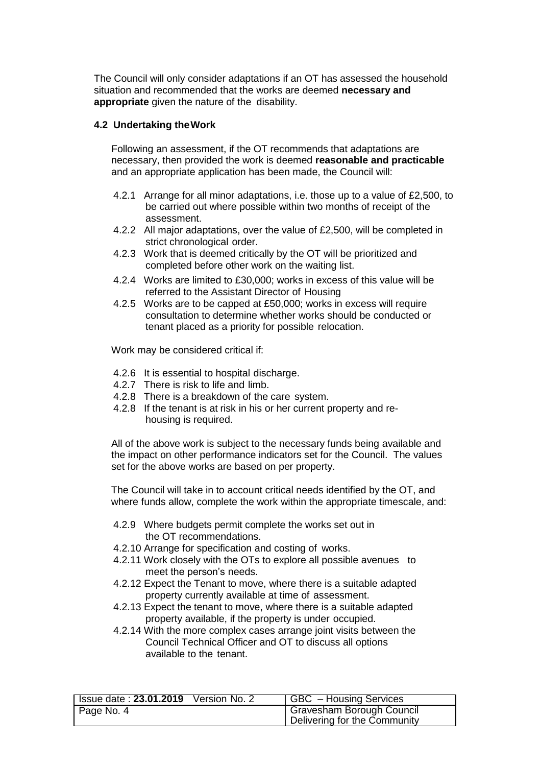The Council will only consider adaptations if an OT has assessed the household situation and recommended that the works are deemed **necessary and appropriate** given the nature of the disability.

### 4.2 Undertaking the Work

Following an assessment, if the OT recommends that adaptations are necessary, then provided the work is deemed **reasonable and practicable** and an appropriate application has been made, the Council will:

4.2.1 Arrange for all minor adaptations, i.e. those up to a value of £2,500, to be carried out where possible within two months of receipt of the assessment.

4.2.2 All major adaptations, over the value of £2,500, will be completed in strict chronological order.

4.2.3 Work that is deemed critically by the OT will be prioritized and completed before other work on the waiting list.

4.2.4 Works are limited to £30,000; works in excess of this value will be referred to the Assistant Director of Housing

4.2.5 Works are to be capped at £50,000; works in excess will require consultation to determine whether works should be conducted or tenant placed as a priority for possible relocation.

Work may be considered critical if:

4.2.6 It is essential to hospital discharge.

4.2.7 There is risk to life and limb.

4.2.8 There is a breakdown of the care system.

4.2.8 If the tenant is at risk in his or her current property and re-housing is required.

All of the above work is subject to the necessary funds being available and the impact on other performance indicators set for the Council. The values set for the above works are based on per property.

The Council will take in to account critical needs identified by the OT, and where funds allow, complete the work within the appropriate timescale, and:

4.2.9 Where budgets permit complete the works set out in the OT recommendations.

4.2.10 Arrange for specification and costing of works.

4.2.11 Work closely with the OTs to explore all possible avenues to meet the person's needs.

4.2.12 Expect the Tenant to move, where there is a suitable adapted property currently available at time of assessment.

4.2.13 Expect the tenant to move, where there is a suitable adapted property available, if the property is under occupied.

4.2.14 With the more complex cases arrange joint visits between the Council Technical Officer and OT to discuss all options available to the tenant.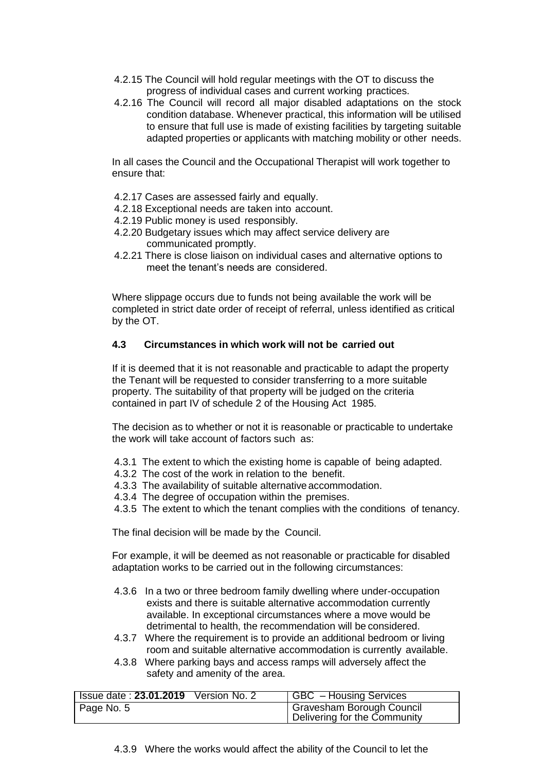4.2.15 The Council will hold regular meetings with the OT to discuss the progress of individual cases and current working practices.

4.2.16 The Council will record all major disabled adaptations on the stock condition database. Whenever practical, this information will be utilised to ensure that full use is made of existing facilities by targeting suitable adapted properties or applicants with matching mobility or other needs.

In all cases the Council and the Occupational Therapist will work together to ensure that:

4.2.17 Cases are assessed fairly and equally.

4.2.18 Exceptional needs are taken into account.

4.2.19 Public money is used responsibly.

4.2.20 Budgetary issues which may affect service delivery are communicated promptly.

4.2.21 There is close liaison on individual cases and alternative options to meet the tenant's needs are considered.

Where slippage occurs due to funds not being available the work will be completed in strict date order of receipt of referral, unless identified as critical by the OT.

### 4.3 Circumstances in which work will not be carried out

If it is deemed that it is not reasonable and practicable to adapt the property the Tenant will be requested to consider transferring to a more suitable property. The suitability of that property will be judged on the criteria contained in part IV of schedule 2 of the Housing Act 1985.

The decision as to whether or not it is reasonable or practicable to undertake the work will take account of factors such as:

4.3.1 The extent to which the existing home is capable of being adapted.

4.3.2 The cost of the work in relation to the benefit.

4.3.3 The availability of suitable alternative accommodation.

4.3.4 The degree of occupation within the premises.

4.3.5 The extent to which the tenant complies with the conditions of tenancy.

The final decision will be made by the Council.

For example, it will be deemed as not reasonable or practicable for disabled adaptation works to be carried out in the following circumstances:

4.3.6 In a two or three bedroom family dwelling where under-occupation exists and there is suitable alternative accommodation currently available. In exceptional circumstances where a move would be detrimental to health, the recommendation will be considered.

4.3.7 Where the requirement is to provide an additional bedroom or living room and suitable alternative accommodation is currently available.

4.3.8 Where parking bays and access ramps will adversely affect the safety and amenity of the area.

4.3.9 Where the works would affect the ability of the Council to let the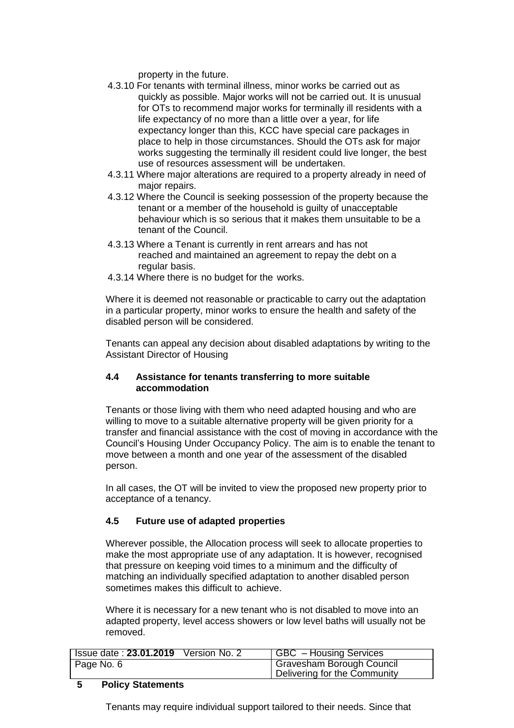property in the future.

4.3.10 For tenants with terminal illness, minor works be carried out as quickly as possible. Major works will not be carried out. It is unusual for OTs to recommend major works for terminally ill residents with a life expectancy of no more than a little over a year, for life expectancy longer than this, KCC have special care packages in place to help in those circumstances. Should the OTs ask for major works suggesting the terminally ill resident could live longer, the best use of resources assessment will be undertaken.

4.3.11 Where major alterations are required to a property already in need of major repairs.

4.3.12 Where the Council is seeking possession of the property because the tenant or a member of the household is guilty of unacceptable behaviour which is so serious that it makes them unsuitable to be a tenant of the Council.

4.3.13 Where a Tenant is currently in rent arrears and has not reached and maintained an agreement to repay the debt on a regular basis.

4.3.14 Where there is no budget for the works.

Where it is deemed not reasonable or practicable to carry out the adaptation in a particular property, minor works to ensure the health and safety of the disabled person will be considered.

Tenants can appeal any decision about disabled adaptations by writing to the Assistant Director of Housing

### 4.4 Assistance for tenants transferring to more suitable accommodation

Tenants or those living with them who need adapted housing and who are willing to move to a suitable alternative property will be given priority for a transfer and financial assistance with the cost of moving in accordance with the Council's Housing Under Occupancy Policy. The aim is to enable the tenant to move between a month and one year of the assessment of the disabled person.

In all cases, the OT will be invited to view the proposed new property prior to acceptance of a tenancy.

### 4.5 Future use of adapted properties

Wherever possible, the Allocation process will seek to allocate properties to make the most appropriate use of any adaptation. It is however, recognised that pressure on keeping void times to a minimum and the difficulty of matching an individually specified adaptation to another disabled person sometimes makes this difficult to achieve.

Where it is necessary for a new tenant who is not disabled to move into an adapted property, level access showers or low level baths will usually not be removed.

## 5 Policy Statements

Tenants may require individual support tailored to their needs. Since that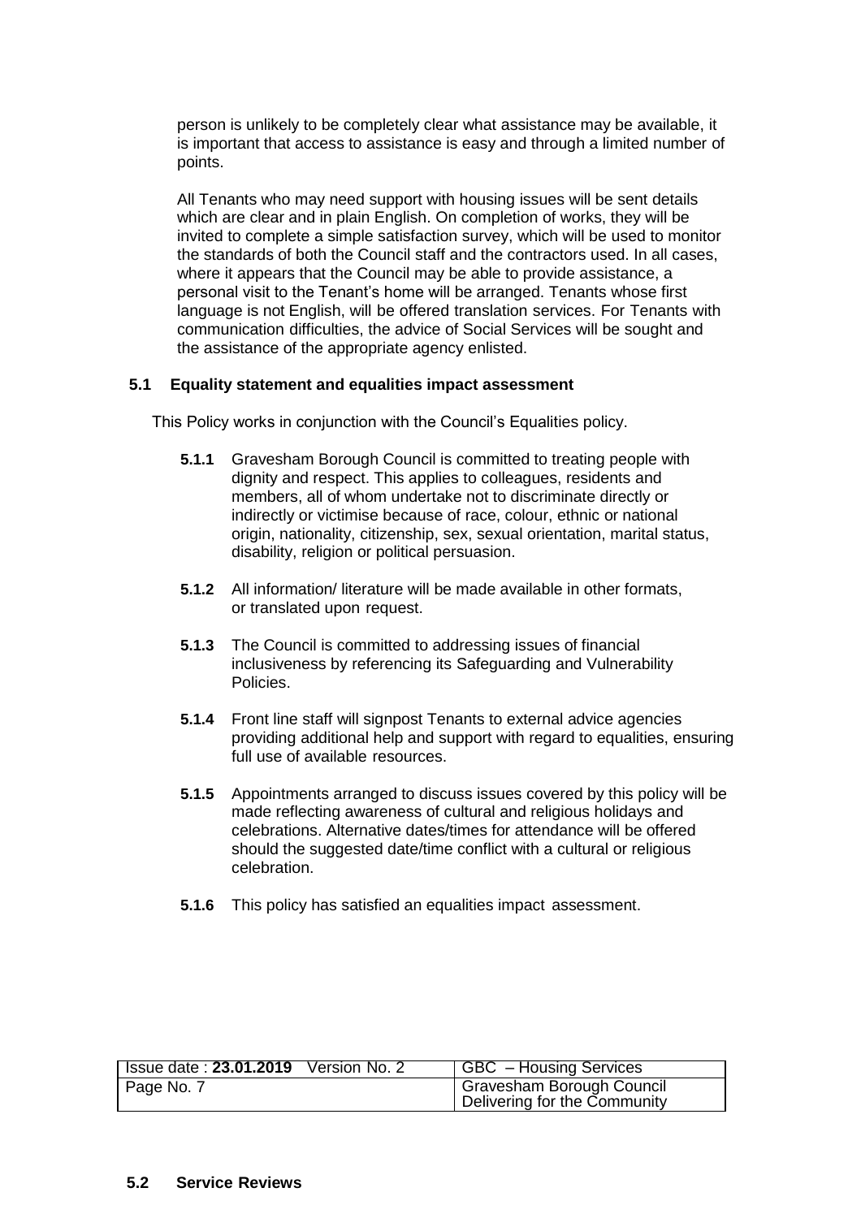person is unlikely to be completely clear what assistance may be available, it is important that access to assistance is easy and through a limited number of points.

All Tenants who may need support with housing issues will be sent details which are clear and in plain English. On completion of works, they will be invited to complete a simple satisfaction survey, which will be used to monitor the standards of both the Council staff and the contractors used. In all cases, where it appears that the Council may be able to provide assistance, a personal visit to the Tenant's home will be arranged. Tenants whose first language is not English, will be offered translation services. For Tenants with communication difficulties, the advice of Social Services will be sought and the assistance of the appropriate agency enlisted.

### 5.1 Equality statement and equalities impact assessment

This Policy works in conjunction with the Council's Equalities policy.

**5.1.1** Gravesham Borough Council is committed to treating people with dignity and respect. This applies to colleagues, residents and members, all of whom undertake not to discriminate directly or indirectly or victimise because of race, colour, ethnic or national origin, nationality, citizenship, sex, sexual orientation, marital status, disability, religion or political persuasion.

**5.1.2** All information/ literature will be made available in other formats, or translated upon request.

**5.1.3** The Council is committed to addressing issues of financial inclusiveness by referencing its Safeguarding and Vulnerability Policies.

**5.1.4** Front line staff will signpost Tenants to external advice agencies providing additional help and support with regard to equalities, ensuring full use of available resources.

**5.1.5** Appointments arranged to discuss issues covered by this policy will be made reflecting awareness of cultural and religious holidays and celebrations. Alternative dates/times for attendance will be offered should the suggested date/time conflict with a cultural or religious celebration.

**5.1.6** This policy has satisfied an equalities impact assessment.

### 5.2 Service Reviews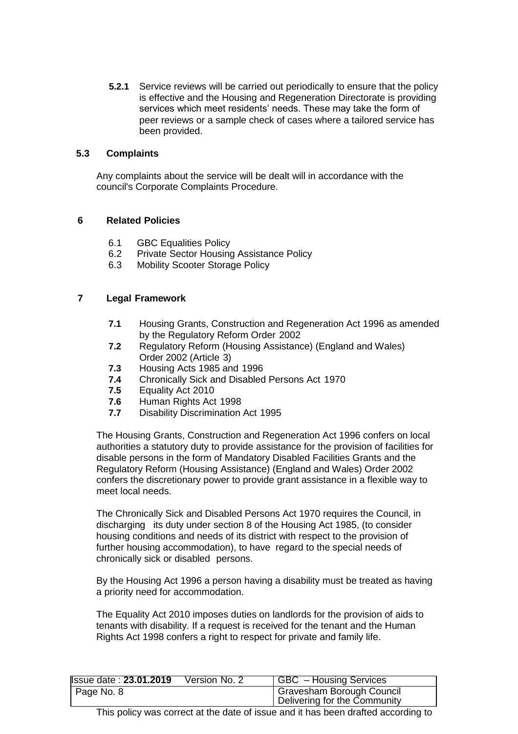**5.2.1** Service reviews will be carried out periodically to ensure that the policy is effective and the Housing and Regeneration Directorate is providing services which meet residents' needs. These may take the form of peer reviews or a sample check of cases where a tailored service has been provided.

### 5.3 Complaints

Any complaints about the service will be dealt will in accordance with the council's Corporate Complaints Procedure.

## 6 Related Policies

6.1 GBC Equalities Policy
6.2 Private Sector Housing Assistance Policy
6.3 Mobility Scooter Storage Policy

## 7 Legal Framework

**7.1** Housing Grants, Construction and Regeneration Act 1996 as amended by the Regulatory Reform Order 2002
**7.2** Regulatory Reform (Housing Assistance) (England and Wales) Order 2002 (Article 3)
**7.3** Housing Acts 1985 and 1996
**7.4** Chronically Sick and Disabled Persons Act 1970
**7.5** Equality Act 2010
**7.6** Human Rights Act 1998
**7.7** Disability Discrimination Act 1995

The Housing Grants, Construction and Regeneration Act 1996 confers on local authorities a statutory duty to provide assistance for the provision of facilities for disable persons in the form of Mandatory Disabled Facilities Grants and the Regulatory Reform (Housing Assistance) (England and Wales) Order 2002 confers the discretionary power to provide grant assistance in a flexible way to meet local needs.

The Chronically Sick and Disabled Persons Act 1970 requires the Council, in discharging its duty under section 8 of the Housing Act 1985, (to consider housing conditions and needs of its district with respect to the provision of further housing accommodation), to have regard to the special needs of chronically sick or disabled persons.

By the Housing Act 1996 a person having a disability must be treated as having a priority need for accommodation.

The Equality Act 2010 imposes duties on landlords for the provision of aids to tenants with disability. If a request is received for the tenant and the Human Rights Act 1998 confers a right to respect for private and family life.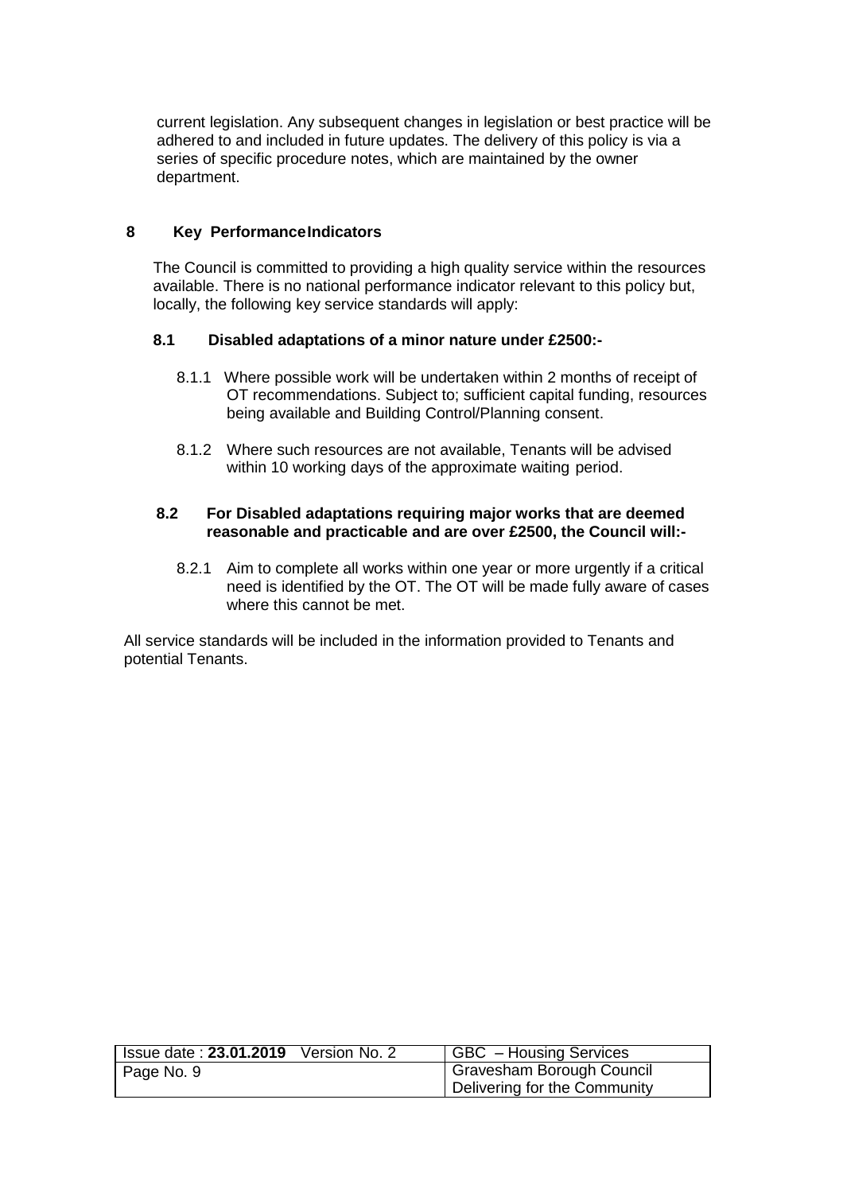current legislation. Any subsequent changes in legislation or best practice will be adhered to and included in future updates. The delivery of this policy is via a series of specific procedure notes, which are maintained by the owner department.

## 8 Key Performance Indicators

The Council is committed to providing a high quality service within the resources available. There is no national performance indicator relevant to this policy but, locally, the following key service standards will apply:

### 8.1 Disabled adaptations of a minor nature under £2500:-

8.1.1 Where possible work will be undertaken within 2 months of receipt of OT recommendations. Subject to; sufficient capital funding, resources being available and Building Control/Planning consent.

8.1.2 Where such resources are not available, Tenants will be advised within 10 working days of the approximate waiting period.

### 8.2 For Disabled adaptations requiring major works that are deemed reasonable and practicable and are over £2500, the Council will:-

8.2.1 Aim to complete all works within one year or more urgently if a critical need is identified by the OT. The OT will be made fully aware of cases where this cannot be met.

All service standards will be included in the information provided to Tenants and potential Tenants.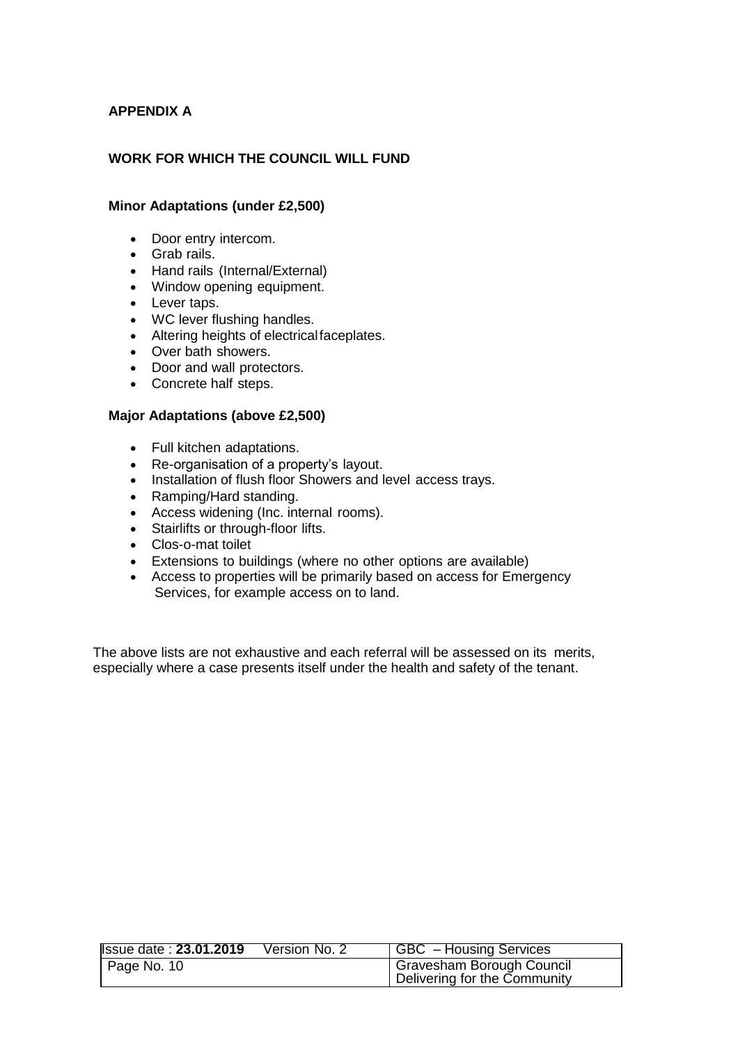## APPENDIX A

### WORK FOR WHICH THE COUNCIL WILL FUND

**Minor Adaptations (under £2,500)**

- Door entry intercom.
- Grab rails.
- Hand rails (Internal/External)
- Window opening equipment.
- Lever taps.
- WC lever flushing handles.
- Altering heights of electrical faceplates.
- Over bath showers.
- Door and wall protectors.
- Concrete half steps.

**Major Adaptations (above £2,500)**

- Full kitchen adaptations.
- Re-organisation of a property's layout.
- Installation of flush floor Showers and level access trays.
- Ramping/Hard standing.
- Access widening (Inc. internal rooms).
- Stairlifts or through-floor lifts.
- Clos-o-mat toilet
- Extensions to buildings (where no other options are available)
- Access to properties will be primarily based on access for Emergency Services, for example access on to land.

The above lists are not exhaustive and each referral will be assessed on its merits, especially where a case presents itself under the health and safety of the tenant.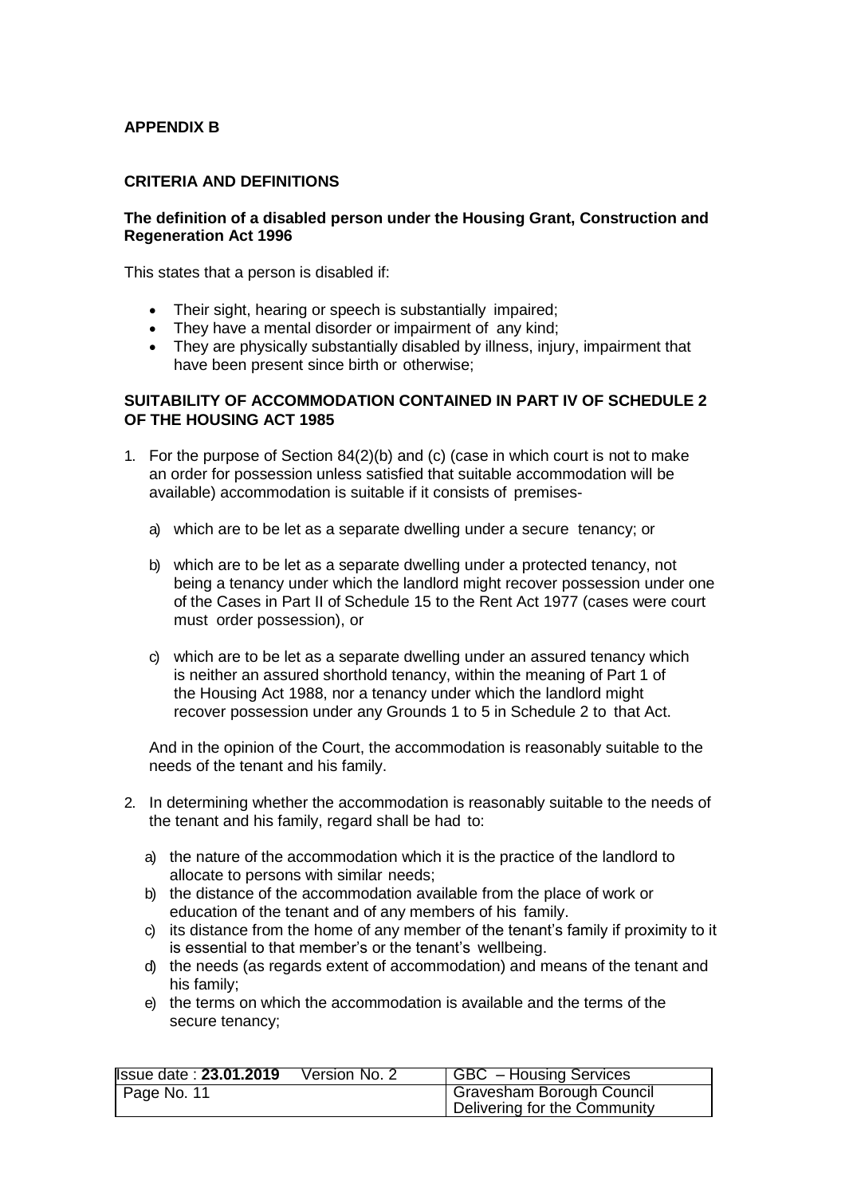**APPENDIX B**

**CRITERIA AND DEFINITIONS**

**The definition of a disabled person under the Housing Grant, Construction and Regeneration Act 1996**

This states that a person is disabled if:

- Their sight, hearing or speech is substantially impaired;
- They have a mental disorder or impairment of any kind;
- They are physically substantially disabled by illness, injury, impairment that have been present since birth or otherwise;

**SUITABILITY OF ACCOMMODATION CONTAINED IN PART IV OF SCHEDULE 2 OF THE HOUSING ACT 1985**

1. For the purpose of Section 84(2)(b) and (c) (case in which court is not to make an order for possession unless satisfied that suitable accommodation will be available) accommodation is suitable if it consists of premises-

   a) which are to be let as a separate dwelling under a secure tenancy; or

   b) which are to be let as a separate dwelling under a protected tenancy, not being a tenancy under which the landlord might recover possession under one of the Cases in Part II of Schedule 15 to the Rent Act 1977 (cases were court must order possession), or

   c) which are to be let as a separate dwelling under an assured tenancy which is neither an assured shorthold tenancy, within the meaning of Part 1 of the Housing Act 1988, nor a tenancy under which the landlord might recover possession under any Grounds 1 to 5 in Schedule 2 to that Act.

   And in the opinion of the Court, the accommodation is reasonably suitable to the needs of the tenant and his family.

2. In determining whether the accommodation is reasonably suitable to the needs of the tenant and his family, regard shall be had to:

   a) the nature of the accommodation which it is the practice of the landlord to allocate to persons with similar needs;
   b) the distance of the accommodation available from the place of work or education of the tenant and of any members of his family.
   c) its distance from the home of any member of the tenant's family if proximity to it is essential to that member's or the tenant's wellbeing.
   d) the needs (as regards extent of accommodation) and means of the tenant and his family;
   e) the terms on which the accommodation is available and the terms of the secure tenancy;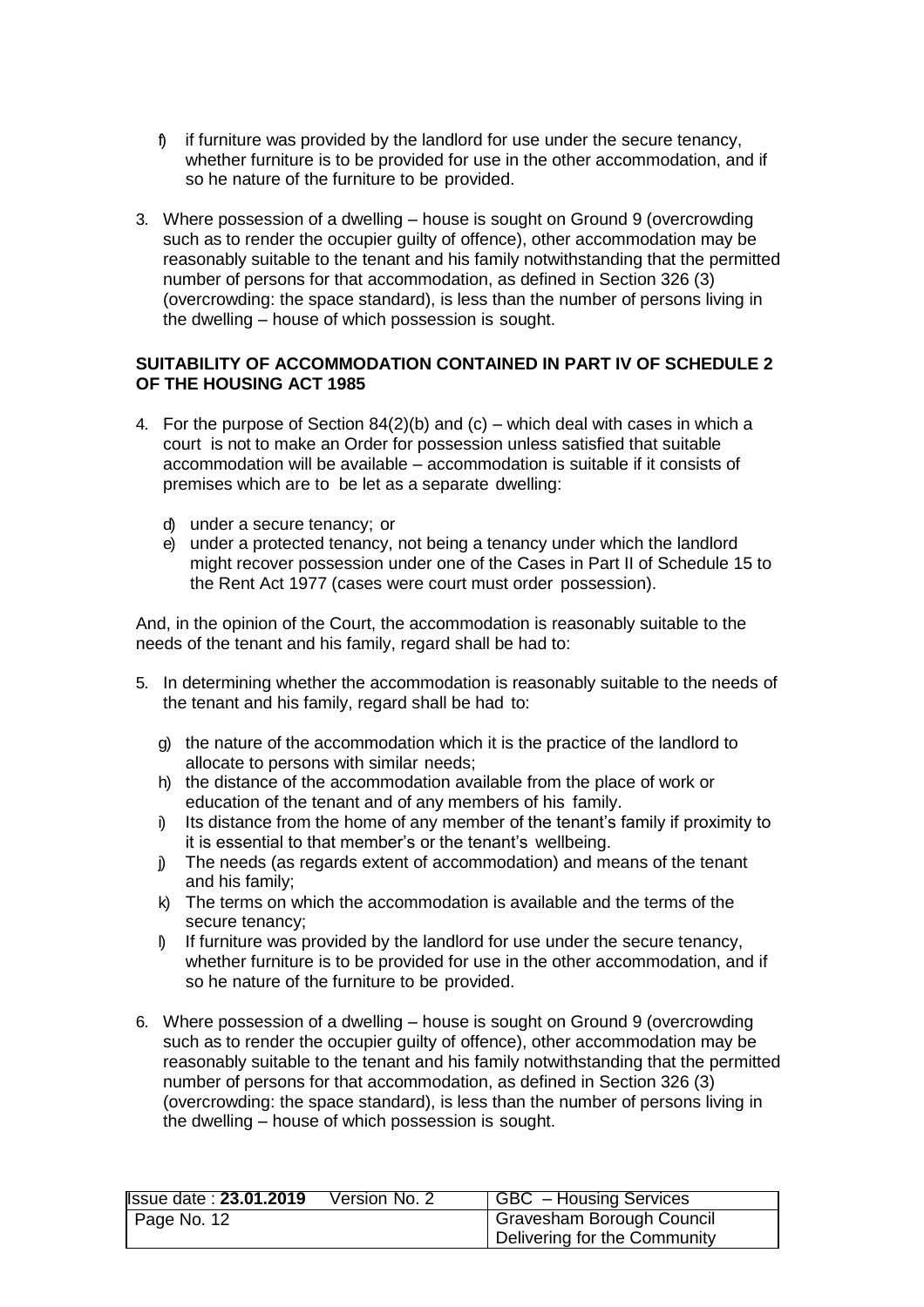f) if furniture was provided by the landlord for use under the secure tenancy, whether furniture is to be provided for use in the other accommodation, and if so he nature of the furniture to be provided.

3. Where possession of a dwelling – house is sought on Ground 9 (overcrowding such as to render the occupier guilty of offence), other accommodation may be reasonably suitable to the tenant and his family notwithstanding that the permitted number of persons for that accommodation, as defined in Section 326 (3) (overcrowding: the space standard), is less than the number of persons living in the dwelling – house of which possession is sought.

**SUITABILITY OF ACCOMMODATION CONTAINED IN PART IV OF SCHEDULE 2 OF THE HOUSING ACT 1985**

4. For the purpose of Section 84(2)(b) and (c) – which deal with cases in which a court is not to make an Order for possession unless satisfied that suitable accommodation will be available – accommodation is suitable if it consists of premises which are to be let as a separate dwelling:

   d) under a secure tenancy; or
   e) under a protected tenancy, not being a tenancy under which the landlord might recover possession under one of the Cases in Part II of Schedule 15 to the Rent Act 1977 (cases were court must order possession).

And, in the opinion of the Court, the accommodation is reasonably suitable to the needs of the tenant and his family, regard shall be had to:

5. In determining whether the accommodation is reasonably suitable to the needs of the tenant and his family, regard shall be had to:

   g) the nature of the accommodation which it is the practice of the landlord to allocate to persons with similar needs;
   h) the distance of the accommodation available from the place of work or education of the tenant and of any members of his family.
   i) Its distance from the home of any member of the tenant's family if proximity to it is essential to that member's or the tenant's wellbeing.
   j) The needs (as regards extent of accommodation) and means of the tenant and his family;
   k) The terms on which the accommodation is available and the terms of the secure tenancy;
   l) If furniture was provided by the landlord for use under the secure tenancy, whether furniture is to be provided for use in the other accommodation, and if so he nature of the furniture to be provided.

6. Where possession of a dwelling – house is sought on Ground 9 (overcrowding such as to render the occupier guilty of offence), other accommodation may be reasonably suitable to the tenant and his family notwithstanding that the permitted number of persons for that accommodation, as defined in Section 326 (3) (overcrowding: the space standard), is less than the number of persons living in the dwelling – house of which possession is sought.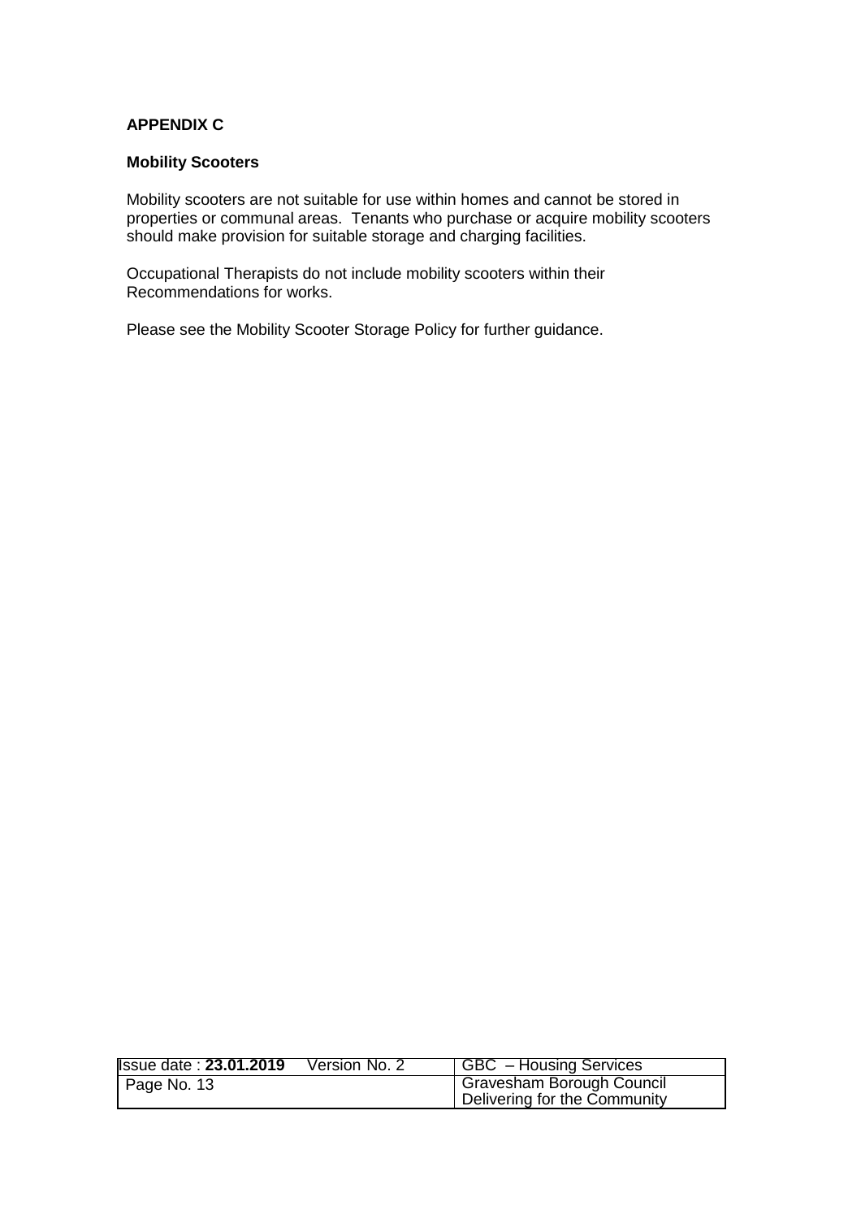**APPENDIX C**

**Mobility Scooters**

Mobility scooters are not suitable for use within homes and cannot be stored in properties or communal areas. Tenants who purchase or acquire mobility scooters should make provision for suitable storage and charging facilities.

Occupational Therapists do not include mobility scooters within their Recommendations for works.

Please see the Mobility Scooter Storage Policy for further guidance.